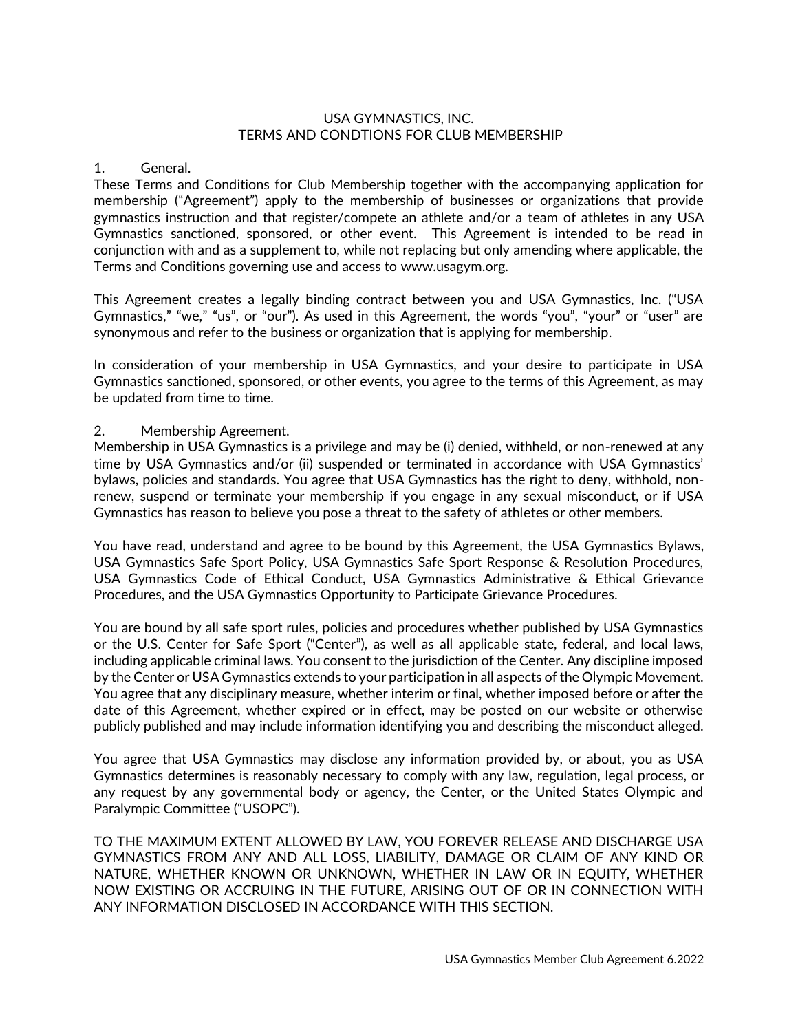USA GYMNASTICS, INC.
TERMS AND CONDTIONS FOR CLUB MEMBERSHIP

1. General.

These Terms and Conditions for Club Membership together with the accompanying application for membership ("Agreement") apply to the membership of businesses or organizations that provide gymnastics instruction and that register/compete an athlete and/or a team of athletes in any USA Gymnastics sanctioned, sponsored, or other event. This Agreement is intended to be read in conjunction with and as a supplement to, while not replacing but only amending where applicable, the Terms and Conditions governing use and access to www.usagym.org.

This Agreement creates a legally binding contract between you and USA Gymnastics, Inc. ("USA Gymnastics," "we," "us", or "our"). As used in this Agreement, the words "you", "your" or "user" are synonymous and refer to the business or organization that is applying for membership.

In consideration of your membership in USA Gymnastics, and your desire to participate in USA Gymnastics sanctioned, sponsored, or other events, you agree to the terms of this Agreement, as may be updated from time to time.

2. Membership Agreement.

Membership in USA Gymnastics is a privilege and may be (i) denied, withheld, or non-renewed at any time by USA Gymnastics and/or (ii) suspended or terminated in accordance with USA Gymnastics' bylaws, policies and standards. You agree that USA Gymnastics has the right to deny, withhold, non-renew, suspend or terminate your membership if you engage in any sexual misconduct, or if USA Gymnastics has reason to believe you pose a threat to the safety of athletes or other members.

You have read, understand and agree to be bound by this Agreement, the USA Gymnastics Bylaws, USA Gymnastics Safe Sport Policy, USA Gymnastics Safe Sport Response & Resolution Procedures, USA Gymnastics Code of Ethical Conduct, USA Gymnastics Administrative & Ethical Grievance Procedures, and the USA Gymnastics Opportunity to Participate Grievance Procedures.

You are bound by all safe sport rules, policies and procedures whether published by USA Gymnastics or the U.S. Center for Safe Sport ("Center"), as well as all applicable state, federal, and local laws, including applicable criminal laws. You consent to the jurisdiction of the Center. Any discipline imposed by the Center or USA Gymnastics extends to your participation in all aspects of the Olympic Movement. You agree that any disciplinary measure, whether interim or final, whether imposed before or after the date of this Agreement, whether expired or in effect, may be posted on our website or otherwise publicly published and may include information identifying you and describing the misconduct alleged.

You agree that USA Gymnastics may disclose any information provided by, or about, you as USA Gymnastics determines is reasonably necessary to comply with any law, regulation, legal process, or any request by any governmental body or agency, the Center, or the United States Olympic and Paralympic Committee ("USOPC").

TO THE MAXIMUM EXTENT ALLOWED BY LAW, YOU FOREVER RELEASE AND DISCHARGE USA GYMNASTICS FROM ANY AND ALL LOSS, LIABILITY, DAMAGE OR CLAIM OF ANY KIND OR NATURE, WHETHER KNOWN OR UNKNOWN, WHETHER IN LAW OR IN EQUITY, WHETHER NOW EXISTING OR ACCRUING IN THE FUTURE, ARISING OUT OF OR IN CONNECTION WITH ANY INFORMATION DISCLOSED IN ACCORDANCE WITH THIS SECTION.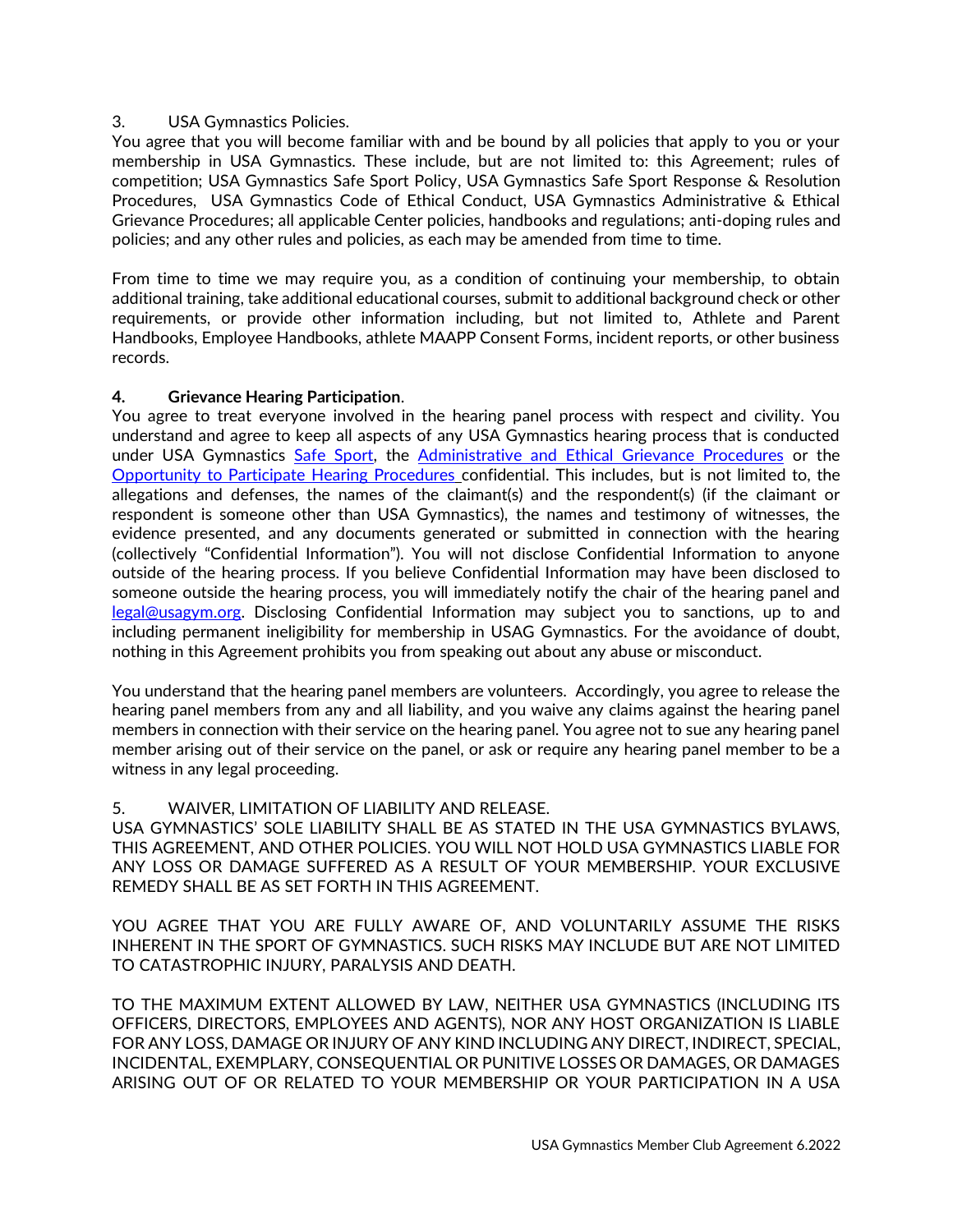3. USA Gymnastics Policies.

You agree that you will become familiar with and be bound by all policies that apply to you or your membership in USA Gymnastics. These include, but are not limited to: this Agreement; rules of competition; USA Gymnastics Safe Sport Policy, USA Gymnastics Safe Sport Response & Resolution Procedures, USA Gymnastics Code of Ethical Conduct, USA Gymnastics Administrative & Ethical Grievance Procedures; all applicable Center policies, handbooks and regulations; anti-doping rules and policies; and any other rules and policies, as each may be amended from time to time.

From time to time we may require you, as a condition of continuing your membership, to obtain additional training, take additional educational courses, submit to additional background check or other requirements, or provide other information including, but not limited to, Athlete and Parent Handbooks, Employee Handbooks, athlete MAAPP Consent Forms, incident reports, or other business records.

**4. Grievance Hearing Participation**.

You agree to treat everyone involved in the hearing panel process with respect and civility. You understand and agree to keep all aspects of any USA Gymnastics hearing process that is conducted under USA Gymnastics [Safe Sport](), the [Administrative and Ethical Grievance Procedures]() or the [Opportunity to Participate Hearing Procedures]() confidential. This includes, but is not limited to, the allegations and defenses, the names of the claimant(s) and the respondent(s) (if the claimant or respondent is someone other than USA Gymnastics), the names and testimony of witnesses, the evidence presented, and any documents generated or submitted in connection with the hearing (collectively "Confidential Information"). You will not disclose Confidential Information to anyone outside of the hearing process. If you believe Confidential Information may have been disclosed to someone outside the hearing process, you will immediately notify the chair of the hearing panel and [legal@usagym.org](mailto:legal@usagym.org). Disclosing Confidential Information may subject you to sanctions, up to and including permanent ineligibility for membership in USAG Gymnastics. For the avoidance of doubt, nothing in this Agreement prohibits you from speaking out about any abuse or misconduct.

You understand that the hearing panel members are volunteers. Accordingly, you agree to release the hearing panel members from any and all liability, and you waive any claims against the hearing panel members in connection with their service on the hearing panel. You agree not to sue any hearing panel member arising out of their service on the panel, or ask or require any hearing panel member to be a witness in any legal proceeding.

5. WAIVER, LIMITATION OF LIABILITY AND RELEASE.

USA GYMNASTICS' SOLE LIABILITY SHALL BE AS STATED IN THE USA GYMNASTICS BYLAWS, THIS AGREEMENT, AND OTHER POLICIES. YOU WILL NOT HOLD USA GYMNASTICS LIABLE FOR ANY LOSS OR DAMAGE SUFFERED AS A RESULT OF YOUR MEMBERSHIP. YOUR EXCLUSIVE REMEDY SHALL BE AS SET FORTH IN THIS AGREEMENT.

YOU AGREE THAT YOU ARE FULLY AWARE OF, AND VOLUNTARILY ASSUME THE RISKS INHERENT IN THE SPORT OF GYMNASTICS. SUCH RISKS MAY INCLUDE BUT ARE NOT LIMITED TO CATASTROPHIC INJURY, PARALYSIS AND DEATH.

TO THE MAXIMUM EXTENT ALLOWED BY LAW, NEITHER USA GYMNASTICS (INCLUDING ITS OFFICERS, DIRECTORS, EMPLOYEES AND AGENTS), NOR ANY HOST ORGANIZATION IS LIABLE FOR ANY LOSS, DAMAGE OR INJURY OF ANY KIND INCLUDING ANY DIRECT, INDIRECT, SPECIAL, INCIDENTAL, EXEMPLARY, CONSEQUENTIAL OR PUNITIVE LOSSES OR DAMAGES, OR DAMAGES ARISING OUT OF OR RELATED TO YOUR MEMBERSHIP OR YOUR PARTICIPATION IN A USA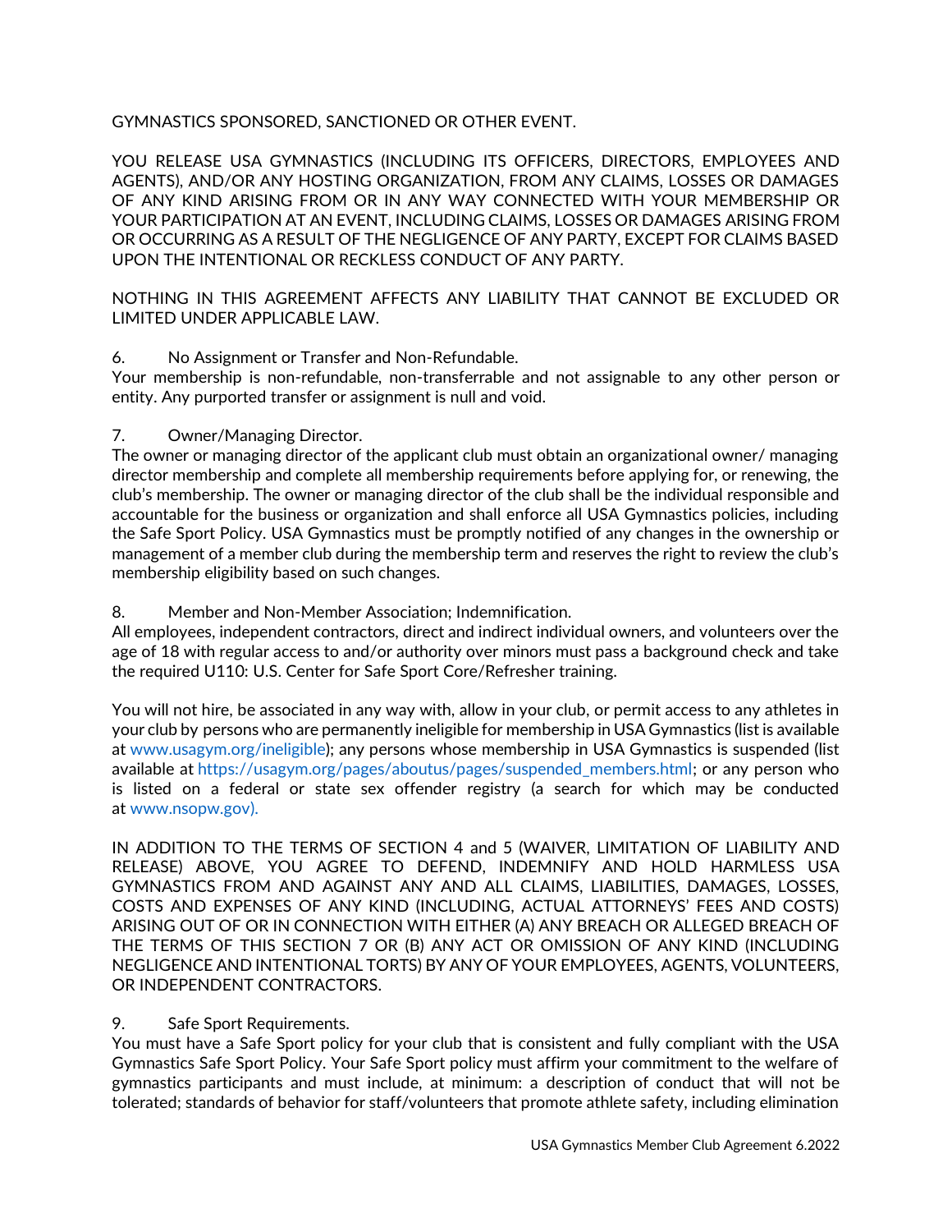GYMNASTICS SPONSORED, SANCTIONED OR OTHER EVENT.

YOU RELEASE USA GYMNASTICS (INCLUDING ITS OFFICERS, DIRECTORS, EMPLOYEES AND AGENTS), AND/OR ANY HOSTING ORGANIZATION, FROM ANY CLAIMS, LOSSES OR DAMAGES OF ANY KIND ARISING FROM OR IN ANY WAY CONNECTED WITH YOUR MEMBERSHIP OR YOUR PARTICIPATION AT AN EVENT, INCLUDING CLAIMS, LOSSES OR DAMAGES ARISING FROM OR OCCURRING AS A RESULT OF THE NEGLIGENCE OF ANY PARTY, EXCEPT FOR CLAIMS BASED UPON THE INTENTIONAL OR RECKLESS CONDUCT OF ANY PARTY.

NOTHING IN THIS AGREEMENT AFFECTS ANY LIABILITY THAT CANNOT BE EXCLUDED OR LIMITED UNDER APPLICABLE LAW.

6. No Assignment or Transfer and Non-Refundable.
Your membership is non-refundable, non-transferrable and not assignable to any other person or entity. Any purported transfer or assignment is null and void.

7. Owner/Managing Director.
The owner or managing director of the applicant club must obtain an organizational owner/ managing director membership and complete all membership requirements before applying for, or renewing, the club's membership. The owner or managing director of the club shall be the individual responsible and accountable for the business or organization and shall enforce all USA Gymnastics policies, including the Safe Sport Policy. USA Gymnastics must be promptly notified of any changes in the ownership or management of a member club during the membership term and reserves the right to review the club's membership eligibility based on such changes.

8. Member and Non-Member Association; Indemnification.
All employees, independent contractors, direct and indirect individual owners, and volunteers over the age of 18 with regular access to and/or authority over minors must pass a background check and take the required U110: U.S. Center for Safe Sport Core/Refresher training.

You will not hire, be associated in any way with, allow in your club, or permit access to any athletes in your club by persons who are permanently ineligible for membership in USA Gymnastics (list is available at www.usagym.org/ineligible); any persons whose membership in USA Gymnastics is suspended (list available at https://usagym.org/pages/aboutus/pages/suspended_members.html; or any person who is listed on a federal or state sex offender registry (a search for which may be conducted at www.nsopw.gov).

IN ADDITION TO THE TERMS OF SECTION 4 and 5 (WAIVER, LIMITATION OF LIABILITY AND RELEASE) ABOVE, YOU AGREE TO DEFEND, INDEMNIFY AND HOLD HARMLESS USA GYMNASTICS FROM AND AGAINST ANY AND ALL CLAIMS, LIABILITIES, DAMAGES, LOSSES, COSTS AND EXPENSES OF ANY KIND (INCLUDING, ACTUAL ATTORNEYS' FEES AND COSTS) ARISING OUT OF OR IN CONNECTION WITH EITHER (A) ANY BREACH OR ALLEGED BREACH OF THE TERMS OF THIS SECTION 7 OR (B) ANY ACT OR OMISSION OF ANY KIND (INCLUDING NEGLIGENCE AND INTENTIONAL TORTS) BY ANY OF YOUR EMPLOYEES, AGENTS, VOLUNTEERS, OR INDEPENDENT CONTRACTORS.

9. Safe Sport Requirements.
You must have a Safe Sport policy for your club that is consistent and fully compliant with the USA Gymnastics Safe Sport Policy. Your Safe Sport policy must affirm your commitment to the welfare of gymnastics participants and must include, at minimum: a description of conduct that will not be tolerated; standards of behavior for staff/volunteers that promote athlete safety, including elimination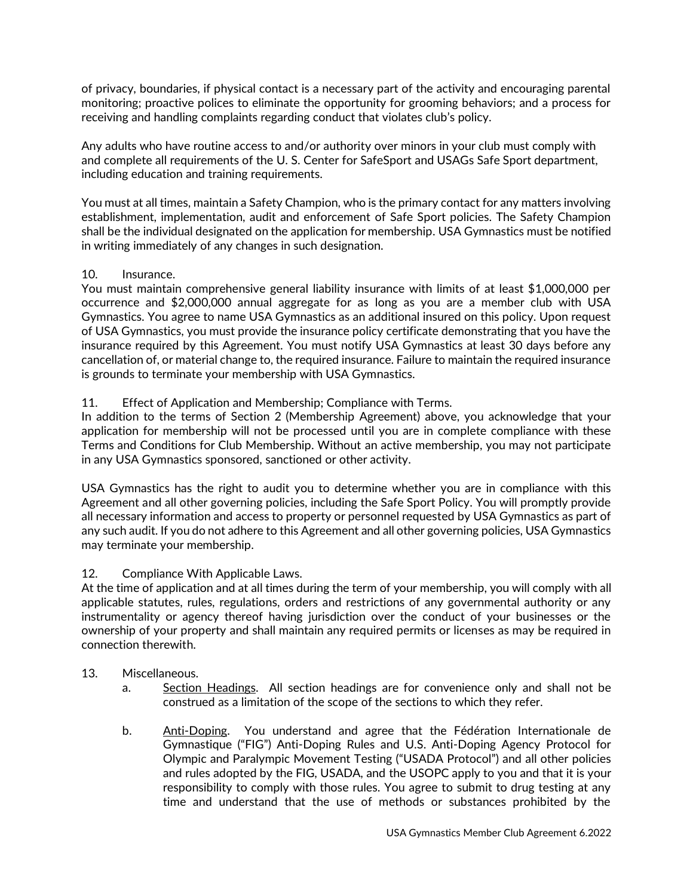of privacy, boundaries, if physical contact is a necessary part of the activity and encouraging parental monitoring; proactive polices to eliminate the opportunity for grooming behaviors; and a process for receiving and handling complaints regarding conduct that violates club's policy.

Any adults who have routine access to and/or authority over minors in your club must comply with and complete all requirements of the U. S. Center for SafeSport and USAGs Safe Sport department, including education and training requirements.

You must at all times, maintain a Safety Champion, who is the primary contact for any matters involving establishment, implementation, audit and enforcement of Safe Sport policies. The Safety Champion shall be the individual designated on the application for membership. USA Gymnastics must be notified in writing immediately of any changes in such designation.

10. Insurance.
You must maintain comprehensive general liability insurance with limits of at least $1,000,000 per occurrence and $2,000,000 annual aggregate for as long as you are a member club with USA Gymnastics. You agree to name USA Gymnastics as an additional insured on this policy. Upon request of USA Gymnastics, you must provide the insurance policy certificate demonstrating that you have the insurance required by this Agreement. You must notify USA Gymnastics at least 30 days before any cancellation of, or material change to, the required insurance. Failure to maintain the required insurance is grounds to terminate your membership with USA Gymnastics.

11. Effect of Application and Membership; Compliance with Terms.
In addition to the terms of Section 2 (Membership Agreement) above, you acknowledge that your application for membership will not be processed until you are in complete compliance with these Terms and Conditions for Club Membership. Without an active membership, you may not participate in any USA Gymnastics sponsored, sanctioned or other activity.

USA Gymnastics has the right to audit you to determine whether you are in compliance with this Agreement and all other governing policies, including the Safe Sport Policy. You will promptly provide all necessary information and access to property or personnel requested by USA Gymnastics as part of any such audit. If you do not adhere to this Agreement and all other governing policies, USA Gymnastics may terminate your membership.

12. Compliance With Applicable Laws.
At the time of application and at all times during the term of your membership, you will comply with all applicable statutes, rules, regulations, orders and restrictions of any governmental authority or any instrumentality or agency thereof having jurisdiction over the conduct of your businesses or the ownership of your property and shall maintain any required permits or licenses as may be required in connection therewith.

13. Miscellaneous.

a. Section Headings. All section headings are for convenience only and shall not be construed as a limitation of the scope of the sections to which they refer.

b. Anti-Doping. You understand and agree that the Fédération Internationale de Gymnastique ("FIG") Anti-Doping Rules and U.S. Anti-Doping Agency Protocol for Olympic and Paralympic Movement Testing ("USADA Protocol") and all other policies and rules adopted by the FIG, USADA, and the USOPC apply to you and that it is your responsibility to comply with those rules. You agree to submit to drug testing at any time and understand that the use of methods or substances prohibited by the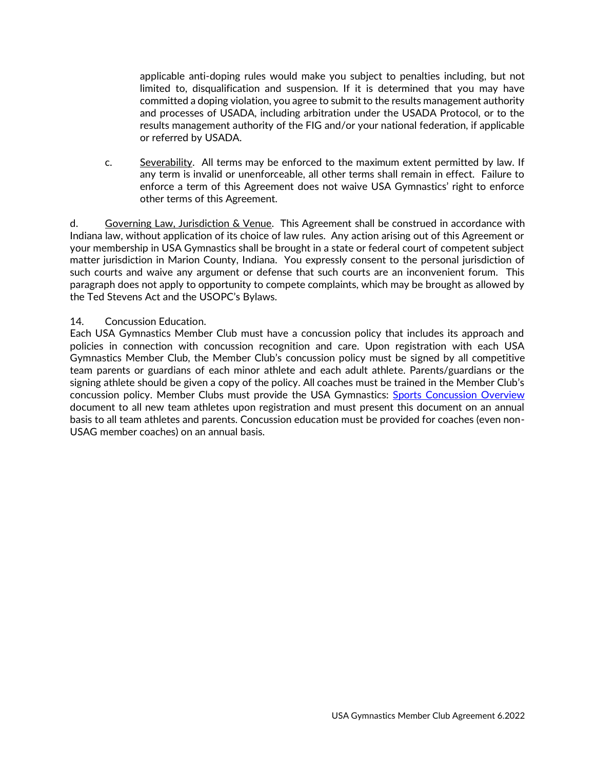applicable anti-doping rules would make you subject to penalties including, but not limited to, disqualification and suspension. If it is determined that you may have committed a doping violation, you agree to submit to the results management authority and processes of USADA, including arbitration under the USADA Protocol, or to the results management authority of the FIG and/or your national federation, if applicable or referred by USADA.

c. Severability. All terms may be enforced to the maximum extent permitted by law. If any term is invalid or unenforceable, all other terms shall remain in effect. Failure to enforce a term of this Agreement does not waive USA Gymnastics' right to enforce other terms of this Agreement.

d. Governing Law, Jurisdiction & Venue. This Agreement shall be construed in accordance with Indiana law, without application of its choice of law rules. Any action arising out of this Agreement or your membership in USA Gymnastics shall be brought in a state or federal court of competent subject matter jurisdiction in Marion County, Indiana. You expressly consent to the personal jurisdiction of such courts and waive any argument or defense that such courts are an inconvenient forum. This paragraph does not apply to opportunity to compete complaints, which may be brought as allowed by the Ted Stevens Act and the USOPC's Bylaws.

14. Concussion Education.

Each USA Gymnastics Member Club must have a concussion policy that includes its approach and policies in connection with concussion recognition and care. Upon registration with each USA Gymnastics Member Club, the Member Club's concussion policy must be signed by all competitive team parents or guardians of each minor athlete and each adult athlete. Parents/guardians or the signing athlete should be given a copy of the policy. All coaches must be trained in the Member Club's concussion policy. Member Clubs must provide the USA Gymnastics: Sports Concussion Overview document to all new team athletes upon registration and must present this document on an annual basis to all team athletes and parents. Concussion education must be provided for coaches (even non-USAG member coaches) on an annual basis.